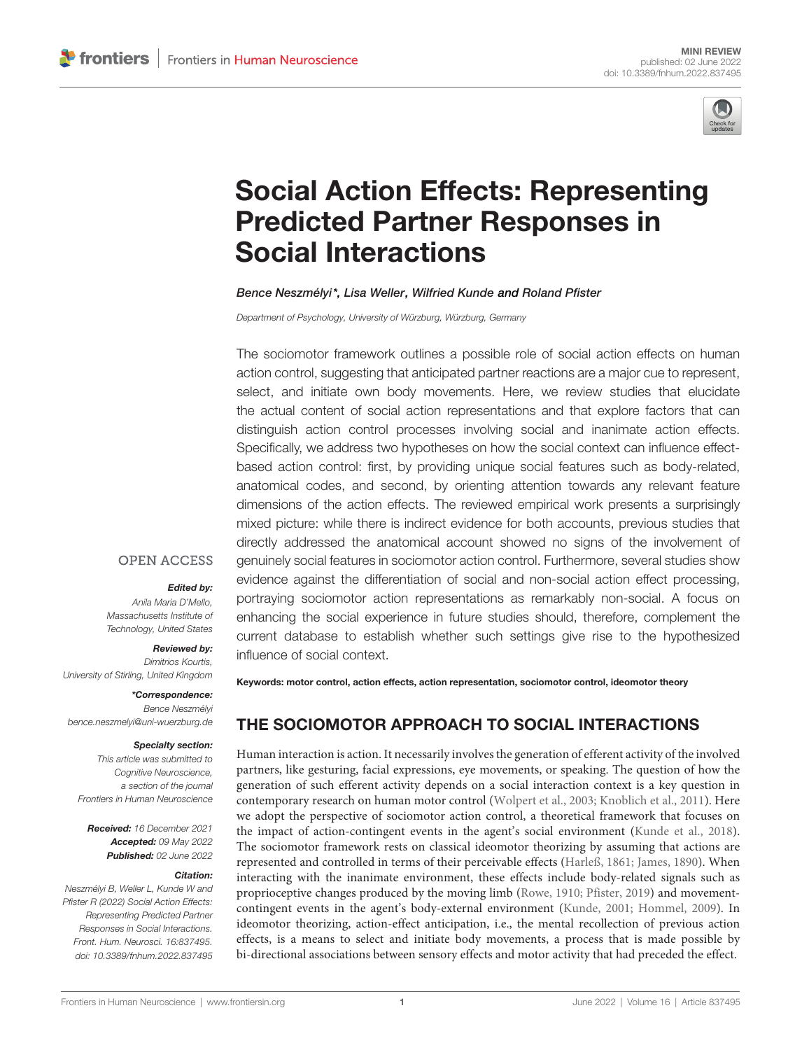MINI REVIEW
published: 02 June 2022
doi: 10.3389/fnhum.2022.837495

# Social Action Effects: Representing Predicted Partner Responses in Social Interactions

*Bence Neszmélyi\*, Lisa Weller, Wilfried Kunde and Roland Pfister*

*Department of Psychology, University of Würzburg, Würzburg, Germany*

The sociomotor framework outlines a possible role of social action effects on human action control, suggesting that anticipated partner reactions are a major cue to represent, select, and initiate own body movements. Here, we review studies that elucidate the actual content of social action representations and that explore factors that can distinguish action control processes involving social and inanimate action effects. Specifically, we address two hypotheses on how the social context can influence effect-based action control: first, by providing unique social features such as body-related, anatomical codes, and second, by orienting attention towards any relevant feature dimensions of the action effects. The reviewed empirical work presents a surprisingly mixed picture: while there is indirect evidence for both accounts, previous studies that directly addressed the anatomical account showed no signs of the involvement of genuinely social features in sociomotor action control. Furthermore, several studies show evidence against the differentiation of social and non-social action effect processing, portraying sociomotor action representations as remarkably non-social. A focus on enhancing the social experience in future studies should, therefore, complement the current database to establish whether such settings give rise to the hypothesized influence of social context.

**Keywords: motor control, action effects, action representation, sociomotor control, ideomotor theory**

OPEN ACCESS

***Edited by:***
*Anila Maria D'Mello, Massachusetts Institute of Technology, United States*

***Reviewed by:***
*Dimitrios Kourtis, University of Stirling, United Kingdom*

***\*Correspondence:***
*Bence Neszmélyi*
*bence.neszmelyi@uni-wuerzburg.de*

***Specialty section:***
*This article was submitted to Cognitive Neuroscience, a section of the journal Frontiers in Human Neuroscience*

***Received:*** *16 December 2021*
***Accepted:*** *09 May 2022*
***Published:*** *02 June 2022*

***Citation:***
*Neszmélyi B, Weller L, Kunde W and Pfister R (2022) Social Action Effects: Representing Predicted Partner Responses in Social Interactions. Front. Hum. Neurosci. 16:837495. doi: 10.3389/fnhum.2022.837495*

## THE SOCIOMOTOR APPROACH TO SOCIAL INTERACTIONS

Human interaction is action. It necessarily involves the generation of efferent activity of the involved partners, like gesturing, facial expressions, eye movements, or speaking. The question of how the generation of such efferent activity depends on a social interaction context is a key question in contemporary research on human motor control (Wolpert et al., 2003; Knoblich et al., 2011). Here we adopt the perspective of sociomotor action control, a theoretical framework that focuses on the impact of action-contingent events in the agent's social environment (Kunde et al., 2018). The sociomotor framework rests on classical ideomotor theorizing by assuming that actions are represented and controlled in terms of their perceivable effects (Harleß, 1861; James, 1890). When interacting with the inanimate environment, these effects include body-related signals such as proprioceptive changes produced by the moving limb (Rowe, 1910; Pfister, 2019) and movement-contingent events in the agent's body-external environment (Kunde, 2001; Hommel, 2009). In ideomotor theorizing, action-effect anticipation, i.e., the mental recollection of previous action effects, is a means to select and initiate body movements, a process that is made possible by bi-directional associations between sensory effects and motor activity that had preceded the effect.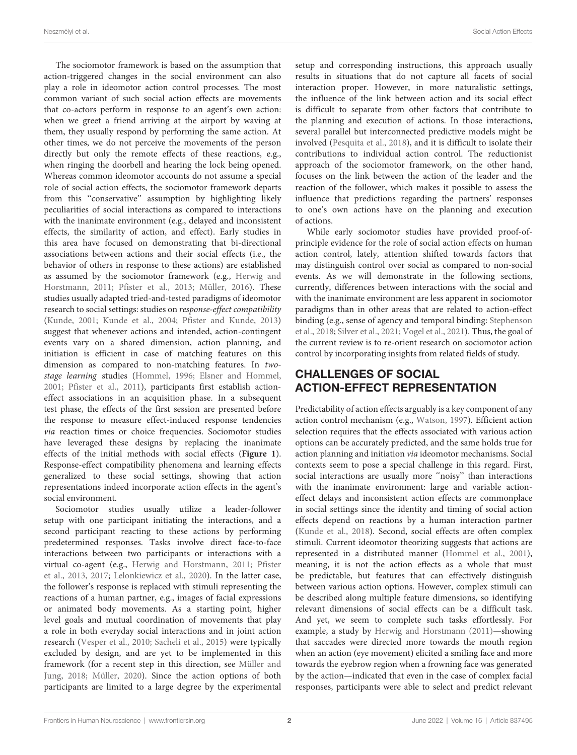The sociomotor framework is based on the assumption that action-triggered changes in the social environment can also play a role in ideomotor action control processes. The most common variant of such social action effects are movements that co-actors perform in response to an agent's own action: when we greet a friend arriving at the airport by waving at them, they usually respond by performing the same action. At other times, we do not perceive the movements of the person directly but only the remote effects of these reactions, e.g., when ringing the doorbell and hearing the lock being opened. Whereas common ideomotor accounts do not assume a special role of social action effects, the sociomotor framework departs from this "conservative" assumption by highlighting likely peculiarities of social interactions as compared to interactions with the inanimate environment (e.g., delayed and inconsistent effects, the similarity of action, and effect). Early studies in this area have focused on demonstrating that bi-directional associations between actions and their social effects (i.e., the behavior of others in response to these actions) are established as assumed by the sociomotor framework (e.g., Herwig and Horstmann, 2011; Pfister et al., 2013; Müller, 2016). These studies usually adapted tried-and-tested paradigms of ideomotor research to social settings: studies on *response-effect compatibility* (Kunde, 2001; Kunde et al., 2004; Pfister and Kunde, 2013) suggest that whenever actions and intended, action-contingent events vary on a shared dimension, action planning, and initiation is efficient in case of matching features on this dimension as compared to non-matching features. In *two-stage learning* studies (Hommel, 1996; Elsner and Hommel, 2001; Pfister et al., 2011), participants first establish action-effect associations in an acquisition phase. In a subsequent test phase, the effects of the first session are presented before the response to measure effect-induced response tendencies *via* reaction times or choice frequencies. Sociomotor studies have leveraged these designs by replacing the inanimate effects of the initial methods with social effects (**Figure 1**). Response-effect compatibility phenomena and learning effects generalized to these social settings, showing that action representations indeed incorporate action effects in the agent's social environment.

Sociomotor studies usually utilize a leader-follower setup with one participant initiating the interactions, and a second participant reacting to these actions by performing predetermined responses. Tasks involve direct face-to-face interactions between two participants or interactions with a virtual co-agent (e.g., Herwig and Horstmann, 2011; Pfister et al., 2013, 2017; Lelonkiewicz et al., 2020). In the latter case, the follower's response is replaced with stimuli representing the reactions of a human partner, e.g., images of facial expressions or animated body movements. As a starting point, higher level goals and mutual coordination of movements that play a role in both everyday social interactions and in joint action research (Vesper et al., 2010; Sacheli et al., 2015) were typically excluded by design, and are yet to be implemented in this framework (for a recent step in this direction, see Müller and Jung, 2018; Müller, 2020). Since the action options of both participants are limited to a large degree by the experimental setup and corresponding instructions, this approach usually results in situations that do not capture all facets of social interaction proper. However, in more naturalistic settings, the influence of the link between action and its social effect is difficult to separate from other factors that contribute to the planning and execution of actions. In those interactions, several parallel but interconnected predictive models might be involved (Pesquita et al., 2018), and it is difficult to isolate their contributions to individual action control. The reductionist approach of the sociomotor framework, on the other hand, focuses on the link between the action of the leader and the reaction of the follower, which makes it possible to assess the influence that predictions regarding the partners' responses to one's own actions have on the planning and execution of actions.

While early sociomotor studies have provided proof-of-principle evidence for the role of social action effects on human action control, lately, attention shifted towards factors that may distinguish control over social as compared to non-social events. As we will demonstrate in the following sections, currently, differences between interactions with the social and with the inanimate environment are less apparent in sociomotor paradigms than in other areas that are related to action-effect binding (e.g., sense of agency and temporal binding: Stephenson et al., 2018; Silver et al., 2021; Vogel et al., 2021). Thus, the goal of the current review is to re-orient research on sociomotor action control by incorporating insights from related fields of study.

## CHALLENGES OF SOCIAL ACTION-EFFECT REPRESENTATION

Predictability of action effects arguably is a key component of any action control mechanism (e.g., Watson, 1997). Efficient action selection requires that the effects associated with various action options can be accurately predicted, and the same holds true for action planning and initiation *via* ideomotor mechanisms. Social contexts seem to pose a special challenge in this regard. First, social interactions are usually more "noisy" than interactions with the inanimate environment: large and variable action-effect delays and inconsistent action effects are commonplace in social settings since the identity and timing of social action effects depend on reactions by a human interaction partner (Kunde et al., 2018). Second, social effects are often complex stimuli. Current ideomotor theorizing suggests that actions are represented in a distributed manner (Hommel et al., 2001), meaning, it is not the action effects as a whole that must be predictable, but features that can effectively distinguish between various action options. However, complex stimuli can be described along multiple feature dimensions, so identifying relevant dimensions of social effects can be a difficult task. And yet, we seem to complete such tasks effortlessly. For example, a study by Herwig and Horstmann (2011)—showing that saccades were directed more towards the mouth region when an action (eye movement) elicited a smiling face and more towards the eyebrow region when a frowning face was generated by the action—indicated that even in the case of complex facial responses, participants were able to select and predict relevant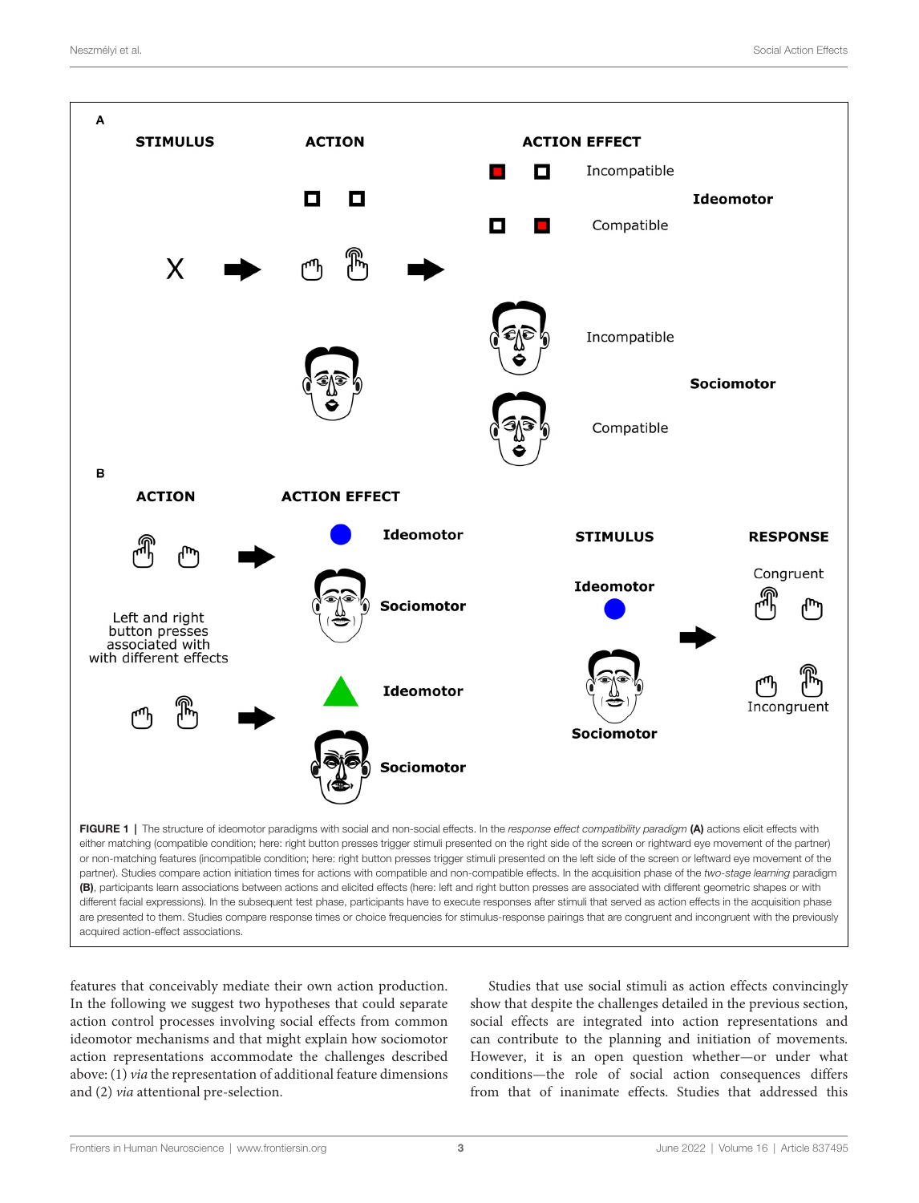**FIGURE 1** | The structure of ideomotor paradigms with social and non-social effects. In the *response effect compatibility paradigm* **(A)** actions elicit effects with either matching (compatible condition; here: right button presses trigger stimuli presented on the right side of the screen or rightward eye movement of the partner) or non-matching features (incompatible condition; here: right button presses trigger stimuli presented on the left side of the screen or leftward eye movement of the partner). Studies compare action initiation times for actions with compatible and non-compatible effects. In the acquisition phase of the *two-stage learning* paradigm **(B)**, participants learn associations between actions and elicited effects (here: left and right button presses are associated with different geometric shapes or with different facial expressions). In the subsequent test phase, participants have to execute responses after stimuli that served as action effects in the acquisition phase are presented to them. Studies compare response times or choice frequencies for stimulus-response pairings that are congruent and incongruent with the previously acquired action-effect associations.

features that conceivably mediate their own action production. In the following we suggest two hypotheses that could separate action control processes involving social effects from common ideomotor mechanisms and that might explain how sociomotor action representations accommodate the challenges described above: (1) *via* the representation of additional feature dimensions and (2) *via* attentional pre-selection.

Studies that use social stimuli as action effects convincingly show that despite the challenges detailed in the previous section, social effects are integrated into action representations and can contribute to the planning and initiation of movements. However, it is an open question whether—or under what conditions—the role of social action consequences differs from that of inanimate effects. Studies that addressed this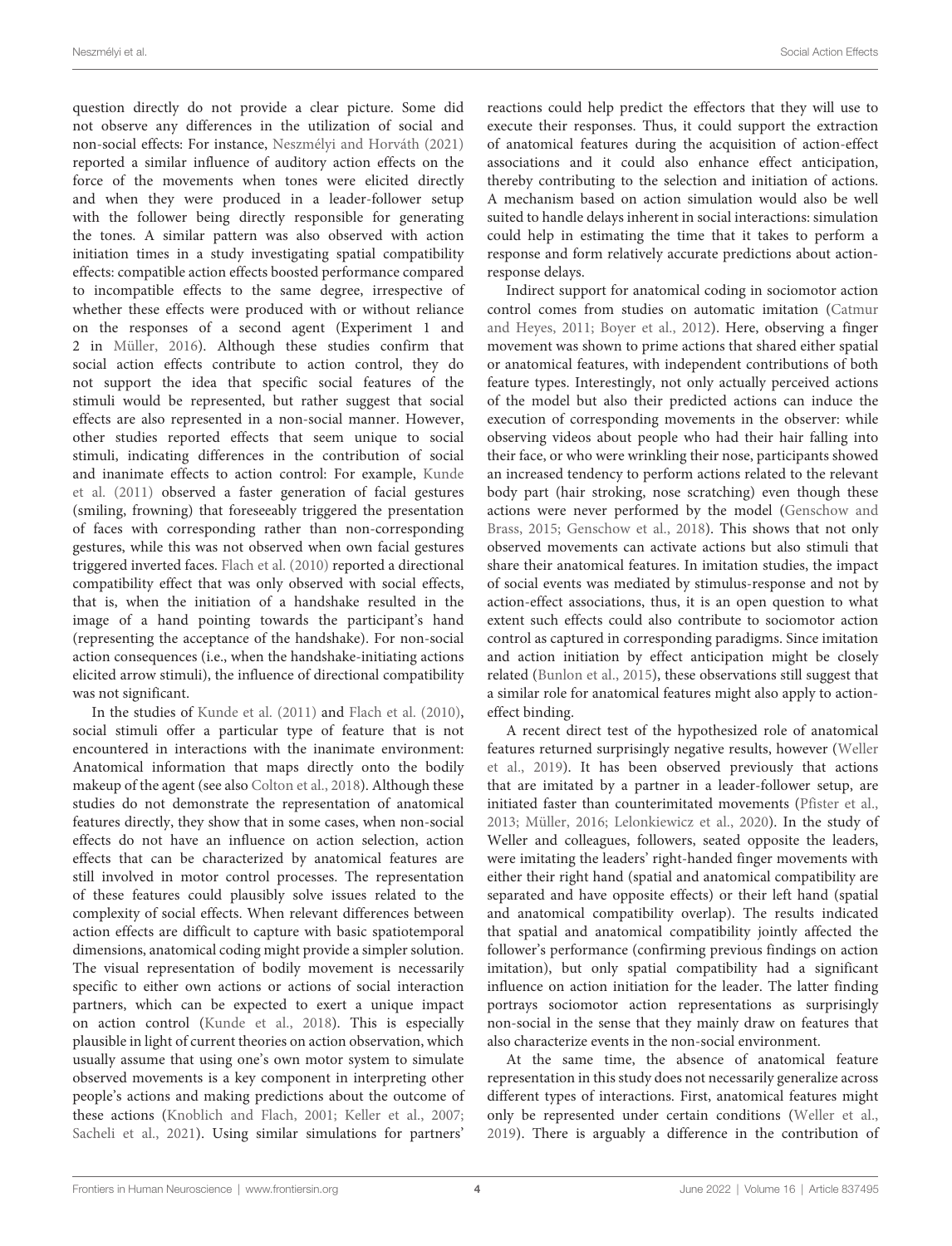question directly do not provide a clear picture. Some did not observe any differences in the utilization of social and non-social effects: For instance, Neszmélyi and Horváth (2021) reported a similar influence of auditory action effects on the force of the movements when tones were elicited directly and when they were produced in a leader-follower setup with the follower being directly responsible for generating the tones. A similar pattern was also observed with action initiation times in a study investigating spatial compatibility effects: compatible action effects boosted performance compared to incompatible effects to the same degree, irrespective of whether these effects were produced with or without reliance on the responses of a second agent (Experiment 1 and 2 in Müller, 2016). Although these studies confirm that social action effects contribute to action control, they do not support the idea that specific social features of the stimuli would be represented, but rather suggest that social effects are also represented in a non-social manner. However, other studies reported effects that seem unique to social stimuli, indicating differences in the contribution of social and inanimate effects to action control: For example, Kunde et al. (2011) observed a faster generation of facial gestures (smiling, frowning) that foreseeably triggered the presentation of faces with corresponding rather than non-corresponding gestures, while this was not observed when own facial gestures triggered inverted faces. Flach et al. (2010) reported a directional compatibility effect that was only observed with social effects, that is, when the initiation of a handshake resulted in the image of a hand pointing towards the participant's hand (representing the acceptance of the handshake). For non-social action consequences (i.e., when the handshake-initiating actions elicited arrow stimuli), the influence of directional compatibility was not significant.

In the studies of Kunde et al. (2011) and Flach et al. (2010), social stimuli offer a particular type of feature that is not encountered in interactions with the inanimate environment: Anatomical information that maps directly onto the bodily makeup of the agent (see also Colton et al., 2018). Although these studies do not demonstrate the representation of anatomical features directly, they show that in some cases, when non-social effects do not have an influence on action selection, action effects that can be characterized by anatomical features are still involved in motor control processes. The representation of these features could plausibly solve issues related to the complexity of social effects. When relevant differences between action effects are difficult to capture with basic spatiotemporal dimensions, anatomical coding might provide a simpler solution. The visual representation of bodily movement is necessarily specific to either own actions or actions of social interaction partners, which can be expected to exert a unique impact on action control (Kunde et al., 2018). This is especially plausible in light of current theories on action observation, which usually assume that using one's own motor system to simulate observed movements is a key component in interpreting other people's actions and making predictions about the outcome of these actions (Knoblich and Flach, 2001; Keller et al., 2007; Sacheli et al., 2021). Using similar simulations for partners' reactions could help predict the effectors that they will use to execute their responses. Thus, it could support the extraction of anatomical features during the acquisition of action-effect associations and it could also enhance effect anticipation, thereby contributing to the selection and initiation of actions. A mechanism based on action simulation would also be well suited to handle delays inherent in social interactions: simulation could help in estimating the time that it takes to perform a response and form relatively accurate predictions about action-response delays.

Indirect support for anatomical coding in sociomotor action control comes from studies on automatic imitation (Catmur and Heyes, 2011; Boyer et al., 2012). Here, observing a finger movement was shown to prime actions that shared either spatial or anatomical features, with independent contributions of both feature types. Interestingly, not only actually perceived actions of the model but also their predicted actions can induce the execution of corresponding movements in the observer: while observing videos about people who had their hair falling into their face, or who were wrinkling their nose, participants showed an increased tendency to perform actions related to the relevant body part (hair stroking, nose scratching) even though these actions were never performed by the model (Genschow and Brass, 2015; Genschow et al., 2018). This shows that not only observed movements can activate actions but also stimuli that share their anatomical features. In imitation studies, the impact of social events was mediated by stimulus-response and not by action-effect associations, thus, it is an open question to what extent such effects could also contribute to sociomotor action control as captured in corresponding paradigms. Since imitation and action initiation by effect anticipation might be closely related (Bunlon et al., 2015), these observations still suggest that a similar role for anatomical features might also apply to action-effect binding.

A recent direct test of the hypothesized role of anatomical features returned surprisingly negative results, however (Weller et al., 2019). It has been observed previously that actions that are imitated by a partner in a leader-follower setup, are initiated faster than counterimitated movements (Pfister et al., 2013; Müller, 2016; Lelonkiewicz et al., 2020). In the study of Weller and colleagues, followers, seated opposite the leaders, were imitating the leaders' right-handed finger movements with either their right hand (spatial and anatomical compatibility are separated and have opposite effects) or their left hand (spatial and anatomical compatibility overlap). The results indicated that spatial and anatomical compatibility jointly affected the follower's performance (confirming previous findings on action imitation), but only spatial compatibility had a significant influence on action initiation for the leader. The latter finding portrays sociomotor action representations as surprisingly non-social in the sense that they mainly draw on features that also characterize events in the non-social environment.

At the same time, the absence of anatomical feature representation in this study does not necessarily generalize across different types of interactions. First, anatomical features might only be represented under certain conditions (Weller et al., 2019). There is arguably a difference in the contribution of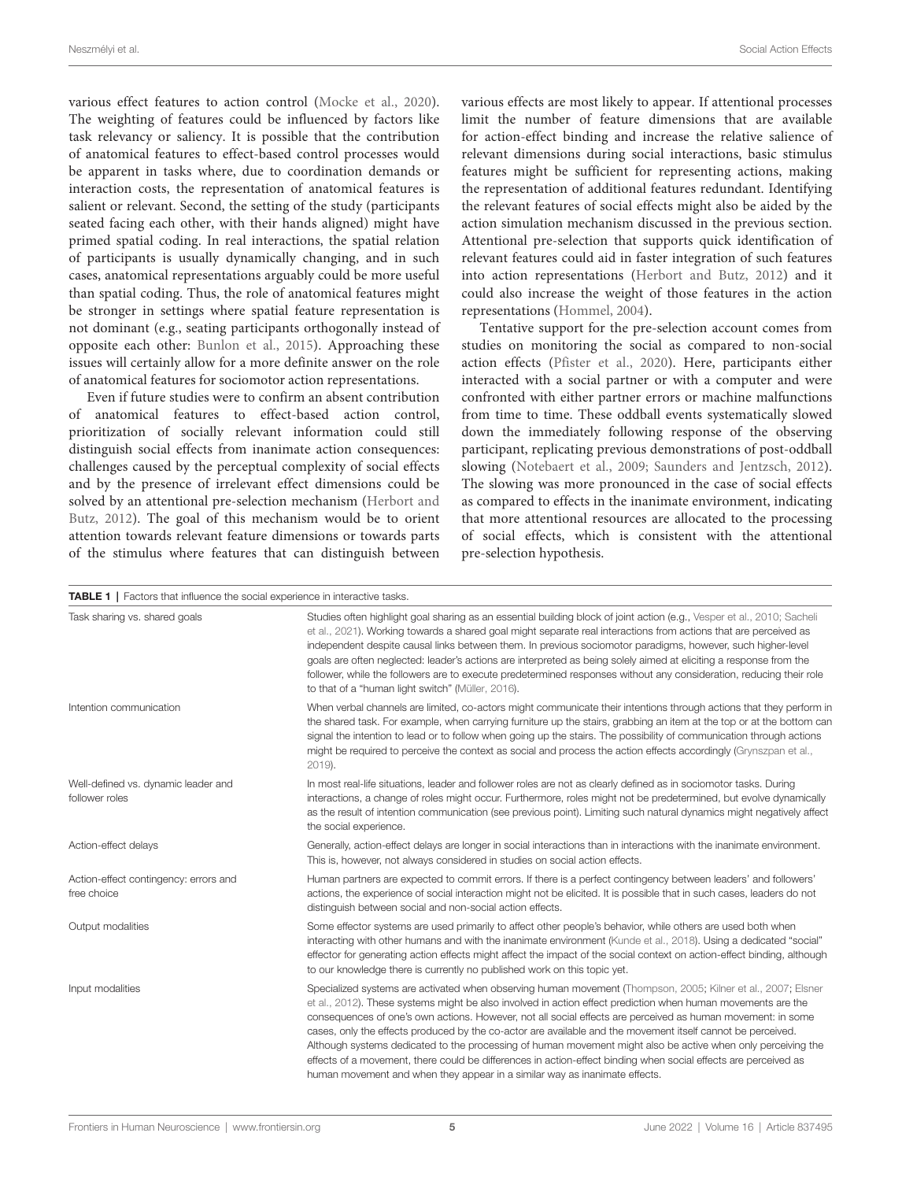various effect features to action control (Mocke et al., 2020). The weighting of features could be influenced by factors like task relevancy or saliency. It is possible that the contribution of anatomical features to effect-based control processes would be apparent in tasks where, due to coordination demands or interaction costs, the representation of anatomical features is salient or relevant. Second, the setting of the study (participants seated facing each other, with their hands aligned) might have primed spatial coding. In real interactions, the spatial relation of participants is usually dynamically changing, and in such cases, anatomical representations arguably could be more useful than spatial coding. Thus, the role of anatomical features might be stronger in settings where spatial feature representation is not dominant (e.g., seating participants orthogonally instead of opposite each other: Bunlon et al., 2015). Approaching these issues will certainly allow for a more definite answer on the role of anatomical features for sociomotor action representations.

Even if future studies were to confirm an absent contribution of anatomical features to effect-based action control, prioritization of socially relevant information could still distinguish social effects from inanimate action consequences: challenges caused by the perceptual complexity of social effects and by the presence of irrelevant effect dimensions could be solved by an attentional pre-selection mechanism (Herbort and Butz, 2012). The goal of this mechanism would be to orient attention towards relevant feature dimensions or towards parts of the stimulus where features that can distinguish between various effects are most likely to appear. If attentional processes limit the number of feature dimensions that are available for action-effect binding and increase the relative salience of relevant dimensions during social interactions, basic stimulus features might be sufficient for representing actions, making the representation of additional features redundant. Identifying the relevant features of social effects might also be aided by the action simulation mechanism discussed in the previous section. Attentional pre-selection that supports quick identification of relevant features could aid in faster integration of such features into action representations (Herbort and Butz, 2012) and it could also increase the weight of those features in the action representations (Hommel, 2004).

Tentative support for the pre-selection account comes from studies on monitoring the social as compared to non-social action effects (Pfister et al., 2020). Here, participants either interacted with a social partner or with a computer and were confronted with either partner errors or machine malfunctions from time to time. These oddball events systematically slowed down the immediately following response of the observing participant, replicating previous demonstrations of post-oddball slowing (Notebaert et al., 2009; Saunders and Jentzsch, 2012). The slowing was more pronounced in the case of social effects as compared to effects in the inanimate environment, indicating that more attentional resources are allocated to the processing of social effects, which is consistent with the attentional pre-selection hypothesis.

**TABLE 1** | Factors that influence the social experience in interactive tasks.

| | |
|---|---|
| Task sharing vs. shared goals | Studies often highlight goal sharing as an essential building block of joint action (e.g., Vesper et al., 2010; Sacheli et al., 2021). Working towards a shared goal might separate real interactions from actions that are perceived as independent despite causal links between them. In previous sociomotor paradigms, however, such higher-level goals are often neglected: leader's actions are interpreted as being solely aimed at eliciting a response from the follower, while the followers are to execute predetermined responses without any consideration, reducing their role to that of a "human light switch" (Müller, 2016). |
| Intention communication | When verbal channels are limited, co-actors might communicate their intentions through actions that they perform in the shared task. For example, when carrying furniture up the stairs, grabbing an item at the top or at the bottom can signal the intention to lead or to follow when going up the stairs. The possibility of communication through actions might be required to perceive the context as social and process the action effects accordingly (Grynszpan et al., 2019). |
| Well-defined vs. dynamic leader and follower roles | In most real-life situations, leader and follower roles are not as clearly defined as in sociomotor tasks. During interactions, a change of roles might occur. Furthermore, roles might not be predetermined, but evolve dynamically as the result of intention communication (see previous point). Limiting such natural dynamics might negatively affect the social experience. |
| Action-effect delays | Generally, action-effect delays are longer in social interactions than in interactions with the inanimate environment. This is, however, not always considered in studies on social action effects. |
| Action-effect contingency: errors and free choice | Human partners are expected to commit errors. If there is a perfect contingency between leaders' and followers' actions, the experience of social interaction might not be elicited. It is possible that in such cases, leaders do not distinguish between social and non-social action effects. |
| Output modalities | Some effector systems are used primarily to affect other people's behavior, while others are used both when interacting with other humans and with the inanimate environment (Kunde et al., 2018). Using a dedicated "social" effector for generating action effects might affect the impact of the social context on action-effect binding, although to our knowledge there is currently no published work on this topic yet. |
| Input modalities | Specialized systems are activated when observing human movement (Thompson, 2005; Kilner et al., 2007; Elsner et al., 2012). These systems might be also involved in action effect prediction when human movements are the consequences of one's own actions. However, not all social effects are perceived as human movement: in some cases, only the effects produced by the co-actor are available and the movement itself cannot be perceived. Although systems dedicated to the processing of human movement might also be active when only perceiving the effects of a movement, there could be differences in action-effect binding when social effects are perceived as human movement and when they appear in a similar way as inanimate effects. |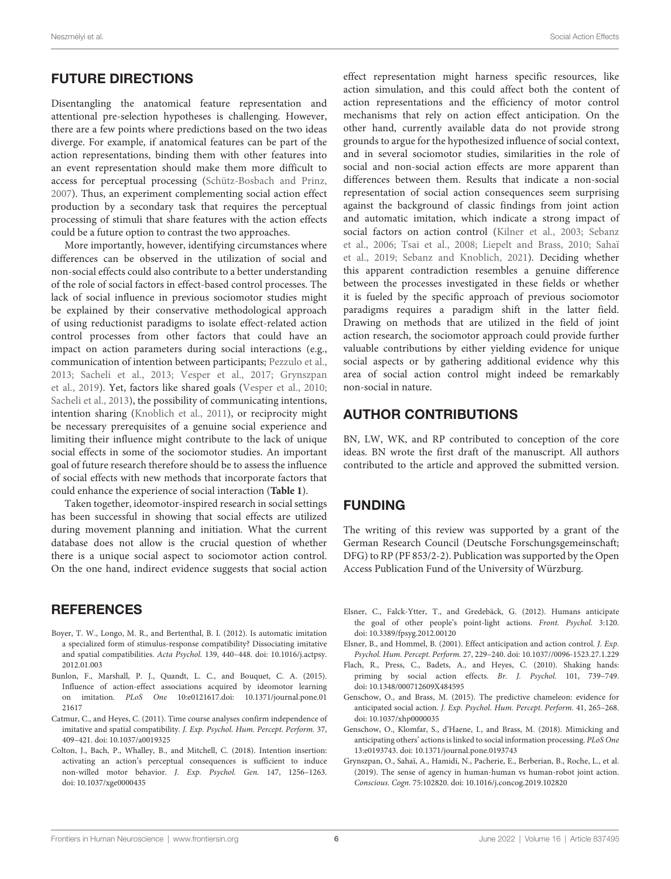## FUTURE DIRECTIONS

Disentangling the anatomical feature representation and attentional pre-selection hypotheses is challenging. However, there are a few points where predictions based on the two ideas diverge. For example, if anatomical features can be part of the action representations, binding them with other features into an event representation should make them more difficult to access for perceptual processing (Schütz-Bosbach and Prinz, 2007). Thus, an experiment complementing social action effect production by a secondary task that requires the perceptual processing of stimuli that share features with the action effects could be a future option to contrast the two approaches.

More importantly, however, identifying circumstances where differences can be observed in the utilization of social and non-social effects could also contribute to a better understanding of the role of social factors in effect-based control processes. The lack of social influence in previous sociomotor studies might be explained by their conservative methodological approach of using reductionist paradigms to isolate effect-related action control processes from other factors that could have an impact on action parameters during social interactions (e.g., communication of intention between participants; Pezzulo et al., 2013; Sacheli et al., 2013; Vesper et al., 2017; Grynszpan et al., 2019). Yet, factors like shared goals (Vesper et al., 2010; Sacheli et al., 2013), the possibility of communicating intentions, intention sharing (Knoblich et al., 2011), or reciprocity might be necessary prerequisites of a genuine social experience and limiting their influence might contribute to the lack of unique social effects in some of the sociomotor studies. An important goal of future research therefore should be to assess the influence of social effects with new methods that incorporate factors that could enhance the experience of social interaction (**Table 1**).

Taken together, ideomotor-inspired research in social settings has been successful in showing that social effects are utilized during movement planning and initiation. What the current database does not allow is the crucial question of whether there is a unique social aspect to sociomotor action control. On the one hand, indirect evidence suggests that social action effect representation might harness specific resources, like action simulation, and this could affect both the content of action representations and the efficiency of motor control mechanisms that rely on action effect anticipation. On the other hand, currently available data do not provide strong grounds to argue for the hypothesized influence of social context, and in several sociomotor studies, similarities in the role of social and non-social action effects are more apparent than differences between them. Results that indicate a non-social representation of social action consequences seem surprising against the background of classic findings from joint action and automatic imitation, which indicate a strong impact of social factors on action control (Kilner et al., 2003; Sebanz et al., 2006; Tsai et al., 2008; Liepelt and Brass, 2010; Sahaï et al., 2019; Sebanz and Knoblich, 2021). Deciding whether this apparent contradiction resembles a genuine difference between the processes investigated in these fields or whether it is fueled by the specific approach of previous sociomotor paradigms requires a paradigm shift in the latter field. Drawing on methods that are utilized in the field of joint action research, the sociomotor approach could provide further valuable contributions by either yielding evidence for unique social aspects or by gathering additional evidence why this area of social action control might indeed be remarkably non-social in nature.

## AUTHOR CONTRIBUTIONS

BN, LW, WK, and RP contributed to conception of the core ideas. BN wrote the first draft of the manuscript. All authors contributed to the article and approved the submitted version.

## FUNDING

The writing of this review was supported by a grant of the German Research Council (Deutsche Forschungsgemeinschaft; DFG) to RP (PF 853/2-2). Publication was supported by the Open Access Publication Fund of the University of Würzburg.

## REFERENCES

Boyer, T. W., Longo, M. R., and Bertenthal, B. I. (2012). Is automatic imitation a specialized form of stimulus-response compatibility? Dissociating imitative and spatial compatibilities. *Acta Psychol.* 139, 440–448. doi: 10.1016/j.actpsy.2012.01.003

Bunlon, F., Marshall, P. J., Quandt, L. C., and Bouquet, C. A. (2015). Influence of action-effect associations acquired by ideomotor learning on imitation. *PLoS One* 10:e0121617.doi: 10.1371/journal.pone.0121617

Catmur, C., and Heyes, C. (2011). Time course analyses confirm independence of imitative and spatial compatibility. *J. Exp. Psychol. Hum. Percept. Perform.* 37, 409–421. doi: 10.1037/a0019325

Colton, J., Bach, P., Whalley, B., and Mitchell, C. (2018). Intention insertion: activating an action's perceptual consequences is sufficient to induce non-willed motor behavior. *J. Exp. Psychol. Gen.* 147, 1256–1263. doi: 10.1037/xge0000435

Elsner, C., Falck-Ytter, T., and Gredebäck, G. (2012). Humans anticipate the goal of other people's point-light actions. *Front. Psychol.* 3:120. doi: 10.3389/fpsyg.2012.00120

Elsner, B., and Hommel, B. (2001). Effect anticipation and action control. *J. Exp. Psychol. Hum. Percept. Perform.* 27, 229–240. doi: 10.1037//0096-1523.27.1.229

Flach, R., Press, C., Badets, A., and Heyes, C. (2010). Shaking hands: priming by social action effects. *Br. J. Psychol.* 101, 739–749. doi: 10.1348/000712609X484595

Genschow, O., and Brass, M. (2015). The predictive chameleon: evidence for anticipated social action. *J. Exp. Psychol. Hum. Percept. Perform.* 41, 265–268. doi: 10.1037/xhp0000035

Genschow, O., Klomfar, S., d'Haene, I., and Brass, M. (2018). Mimicking and anticipating others' actions is linked to social information processing. *PLoS One* 13:e0193743. doi: 10.1371/journal.pone.0193743

Grynszpan, O., Sahaï, A., Hamidi, N., Pacherie, E., Berberian, B., Roche, L., et al. (2019). The sense of agency in human-human vs human-robot joint action. *Conscious. Cogn.* 75:102820. doi: 10.1016/j.concog.2019.102820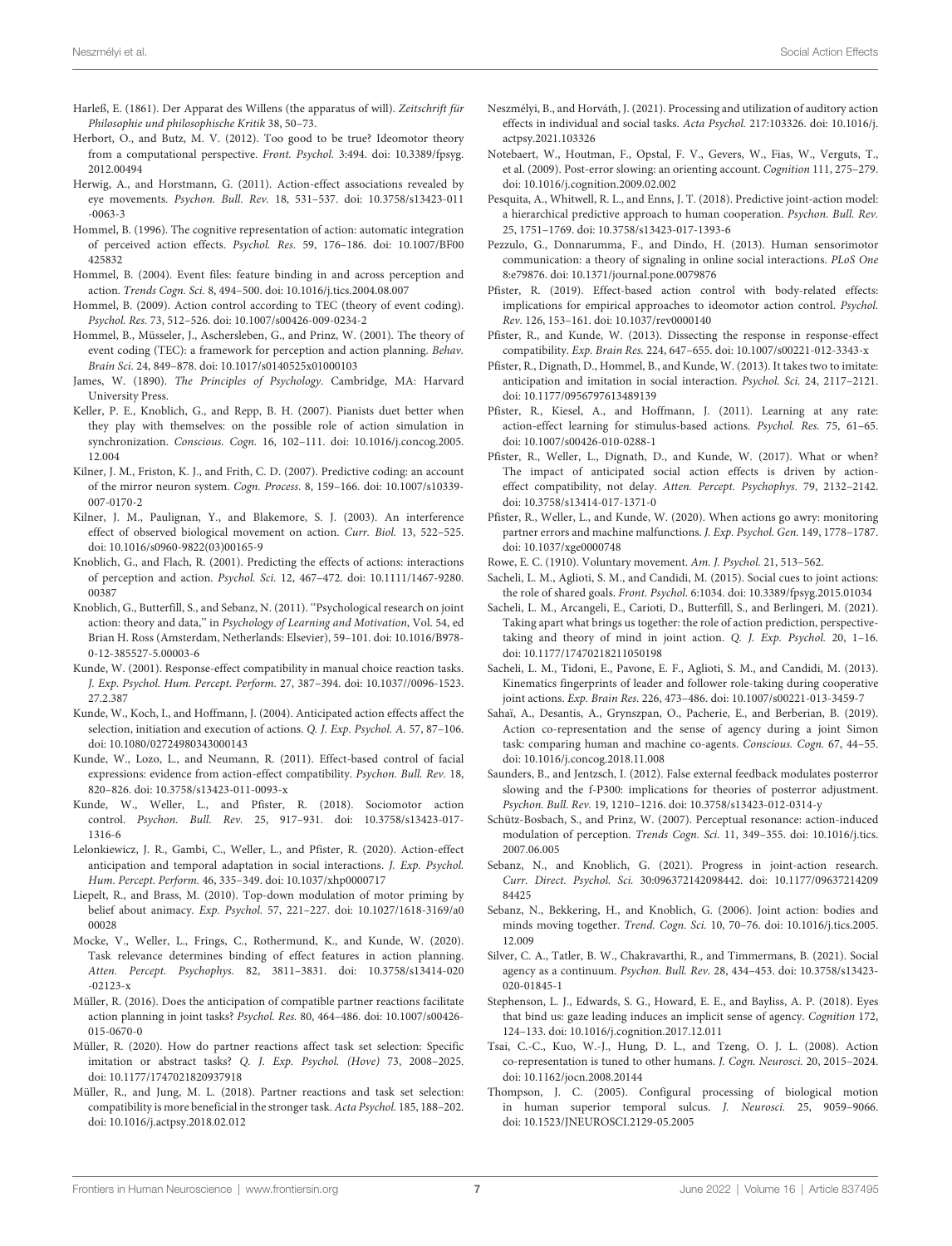Harleß, E. (1861). Der Apparat des Willens (the apparatus of will). *Zeitschrift für Philosophie und philosophische Kritik* 38, 50–73.

Herbort, O., and Butz, M. V. (2012). Too good to be true? Ideomotor theory from a computational perspective. *Front. Psychol.* 3:494. doi: 10.3389/fpsyg.2012.00494

Herwig, A., and Horstmann, G. (2011). Action-effect associations revealed by eye movements. *Psychon. Bull. Rev.* 18, 531–537. doi: 10.3758/s13423-011-0063-3

Hommel, B. (1996). The cognitive representation of action: automatic integration of perceived action effects. *Psychol. Res.* 59, 176–186. doi: 10.1007/BF00425832

Hommel, B. (2004). Event files: feature binding in and across perception and action. *Trends Cogn. Sci.* 8, 494–500. doi: 10.1016/j.tics.2004.08.007

Hommel, B. (2009). Action control according to TEC (theory of event coding). *Psychol. Res.* 73, 512–526. doi: 10.1007/s00426-009-0234-2

Hommel, B., Müsseler, J., Aschersleben, G., and Prinz, W. (2001). The theory of event coding (TEC): a framework for perception and action planning. *Behav. Brain Sci.* 24, 849–878. doi: 10.1017/s0140525x01000103

James, W. (1890). *The Principles of Psychology*. Cambridge, MA: Harvard University Press.

Keller, P. E., Knoblich, G., and Repp, B. H. (2007). Pianists duet better when they play with themselves: on the possible role of action simulation in synchronization. *Conscious. Cogn.* 16, 102–111. doi: 10.1016/j.concog.2005.12.004

Kilner, J. M., Friston, K. J., and Frith, C. D. (2007). Predictive coding: an account of the mirror neuron system. *Cogn. Process.* 8, 159–166. doi: 10.1007/s10339-007-0170-2

Kilner, J. M., Paulignan, Y., and Blakemore, S. J. (2003). An interference effect of observed biological movement on action. *Curr. Biol.* 13, 522–525. doi: 10.1016/s0960-9822(03)00165-9

Knoblich, G., and Flach, R. (2001). Predicting the effects of actions: interactions of perception and action. *Psychol. Sci.* 12, 467–472. doi: 10.1111/1467-9280.00387

Knoblich, G., Butterfill, S., and Sebanz, N. (2011). "Psychological research on joint action: theory and data," in *Psychology of Learning and Motivation*, Vol. 54, ed Brian H. Ross (Amsterdam, Netherlands: Elsevier), 59–101. doi: 10.1016/B978-0-12-385527-5.00003-6

Kunde, W. (2001). Response-effect compatibility in manual choice reaction tasks. *J. Exp. Psychol. Hum. Percept. Perform.* 27, 387–394. doi: 10.1037//0096-1523.27.2.387

Kunde, W., Koch, I., and Hoffmann, J. (2004). Anticipated action effects affect the selection, initiation and execution of actions. *Q. J. Exp. Psychol. A.* 57, 87–106. doi: 10.1080/02724980343000143

Kunde, W., Lozo, L., and Neumann, R. (2011). Effect-based control of facial expressions: evidence from action-effect compatibility. *Psychon. Bull. Rev.* 18, 820–826. doi: 10.3758/s13423-011-0093-x

Kunde, W., Weller, L., and Pfister, R. (2018). Sociomotor action control. *Psychon. Bull. Rev.* 25, 917–931. doi: 10.3758/s13423-017-1316-6

Lelonkiewicz, J. R., Gambi, C., Weller, L., and Pfister, R. (2020). Action-effect anticipation and temporal adaptation in social interactions. *J. Exp. Psychol. Hum. Percept. Perform.* 46, 335–349. doi: 10.1037/xhp0000717

Liepelt, R., and Brass, M. (2010). Top-down modulation of motor priming by belief about animacy. *Exp. Psychol.* 57, 221–227. doi: 10.1027/1618-3169/a000028

Mocke, V., Weller, L., Frings, C., Rothermund, K., and Kunde, W. (2020). Task relevance determines binding of effect features in action planning. *Atten. Percept. Psychophys.* 82, 3811–3831. doi: 10.3758/s13414-020-02123-x

Müller, R. (2016). Does the anticipation of compatible partner reactions facilitate action planning in joint tasks? *Psychol. Res.* 80, 464–486. doi: 10.1007/s00426-015-0670-0

Müller, R. (2020). How do partner reactions affect task set selection: Specific imitation or abstract tasks? *Q. J. Exp. Psychol. (Hove)* 73, 2008–2025. doi: 10.1177/1747021820937918

Müller, R., and Jung, M. L. (2018). Partner reactions and task set selection: compatibility is more beneficial in the stronger task. *Acta Psychol.* 185, 188–202. doi: 10.1016/j.actpsy.2018.02.012

Neszmélyi, B., and Horváth, J. (2021). Processing and utilization of auditory action effects in individual and social tasks. *Acta Psychol.* 217:103326. doi: 10.1016/j.actpsy.2021.103326

Notebaert, W., Houtman, F., Opstal, F. V., Gevers, W., Fias, W., Verguts, T., et al. (2009). Post-error slowing: an orienting account. *Cognition* 111, 275–279. doi: 10.1016/j.cognition.2009.02.002

Pesquita, A., Whitwell, R. L., and Enns, J. T. (2018). Predictive joint-action model: a hierarchical predictive approach to human cooperation. *Psychon. Bull. Rev.* 25, 1751–1769. doi: 10.3758/s13423-017-1393-6

Pezzulo, G., Donnarumma, F., and Dindo, H. (2013). Human sensorimotor communication: a theory of signaling in online social interactions. *PLoS One* 8:e79876. doi: 10.1371/journal.pone.0079876

Pfister, R. (2019). Effect-based action control with body-related effects: implications for empirical approaches to ideomotor action control. *Psychol. Rev.* 126, 153–161. doi: 10.1037/rev0000140

Pfister, R., and Kunde, W. (2013). Dissecting the response in response-effect compatibility. *Exp. Brain Res.* 224, 647–655. doi: 10.1007/s00221-012-3343-x

Pfister, R., Dignath, D., Hommel, B., and Kunde, W. (2013). It takes two to imitate: anticipation and imitation in social interaction. *Psychol. Sci.* 24, 2117–2121. doi: 10.1177/0956797613489139

Pfister, R., Kiesel, A., and Hoffmann, J. (2011). Learning at any rate: action-effect learning for stimulus-based actions. *Psychol. Res.* 75, 61–65. doi: 10.1007/s00426-010-0288-1

Pfister, R., Weller, L., Dignath, D., and Kunde, W. (2017). What or when? The impact of anticipated social action effects is driven by action-effect compatibility, not delay. *Atten. Percept. Psychophys.* 79, 2132–2142. doi: 10.3758/s13414-017-1371-0

Pfister, R., Weller, L., and Kunde, W. (2020). When actions go awry: monitoring partner errors and machine malfunctions. *J. Exp. Psychol. Gen.* 149, 1778–1787. doi: 10.1037/xge0000748

Rowe, E. C. (1910). Voluntary movement. *Am. J. Psychol.* 21, 513–562.

Sacheli, L. M., Aglioti, S. M., and Candidi, M. (2015). Social cues to joint actions: the role of shared goals. *Front. Psychol.* 6:1034. doi: 10.3389/fpsyg.2015.01034

Sacheli, L. M., Arcangeli, E., Carioti, D., Butterfill, S., and Berlingeri, M. (2021). Taking apart what brings us together: the role of action prediction, perspective-taking and theory of mind in joint action. *Q. J. Exp. Psychol.* 20, 1–16. doi: 10.1177/17470218211050198

Sacheli, L. M., Tidoni, E., Pavone, E. F., Aglioti, S. M., and Candidi, M. (2013). Kinematics fingerprints of leader and follower role-taking during cooperative joint actions. *Exp. Brain Res.* 226, 473–486. doi: 10.1007/s00221-013-3459-7

Sahaï, A., Desantis, A., Grynszpan, O., Pacherie, E., and Berberian, B. (2019). Action co-representation and the sense of agency during a joint Simon task: comparing human and machine co-agents. *Conscious. Cogn.* 67, 44–55. doi: 10.1016/j.concog.2018.11.008

Saunders, B., and Jentzsch, I. (2012). False external feedback modulates posterror slowing and the f-P300: implications for theories of posterror adjustment. *Psychon. Bull. Rev.* 19, 1210–1216. doi: 10.3758/s13423-012-0314-y

Schütz-Bosbach, S., and Prinz, W. (2007). Perceptual resonance: action-induced modulation of perception. *Trends Cogn. Sci.* 11, 349–355. doi: 10.1016/j.tics.2007.06.005

Sebanz, N., and Knoblich, G. (2021). Progress in joint-action research. *Curr. Direct. Psychol. Sci.* 30:096372142098442. doi: 10.1177/0963721420984425

Sebanz, N., Bekkering, H., and Knoblich, G. (2006). Joint action: bodies and minds moving together. *Trend. Cogn. Sci.* 10, 70–76. doi: 10.1016/j.tics.2005.12.009

Silver, C. A., Tatler, B. W., Chakravarthi, R., and Timmermans, B. (2021). Social agency as a continuum. *Psychon. Bull. Rev.* 28, 434–453. doi: 10.3758/s13423-020-01845-1

Stephenson, L. J., Edwards, S. G., Howard, E. E., and Bayliss, A. P. (2018). Eyes that bind us: gaze leading induces an implicit sense of agency. *Cognition* 172, 124–133. doi: 10.1016/j.cognition.2017.12.011

Tsai, C.-C., Kuo, W.-J., Hung, D. L., and Tzeng, O. J. L. (2008). Action co-representation is tuned to other humans. *J. Cogn. Neurosci.* 20, 2015–2024. doi: 10.1162/jocn.2008.20144

Thompson, J. C. (2005). Configural processing of biological motion in human superior temporal sulcus. *J. Neurosci.* 25, 9059–9066. doi: 10.1523/JNEUROSCI.2129-05.2005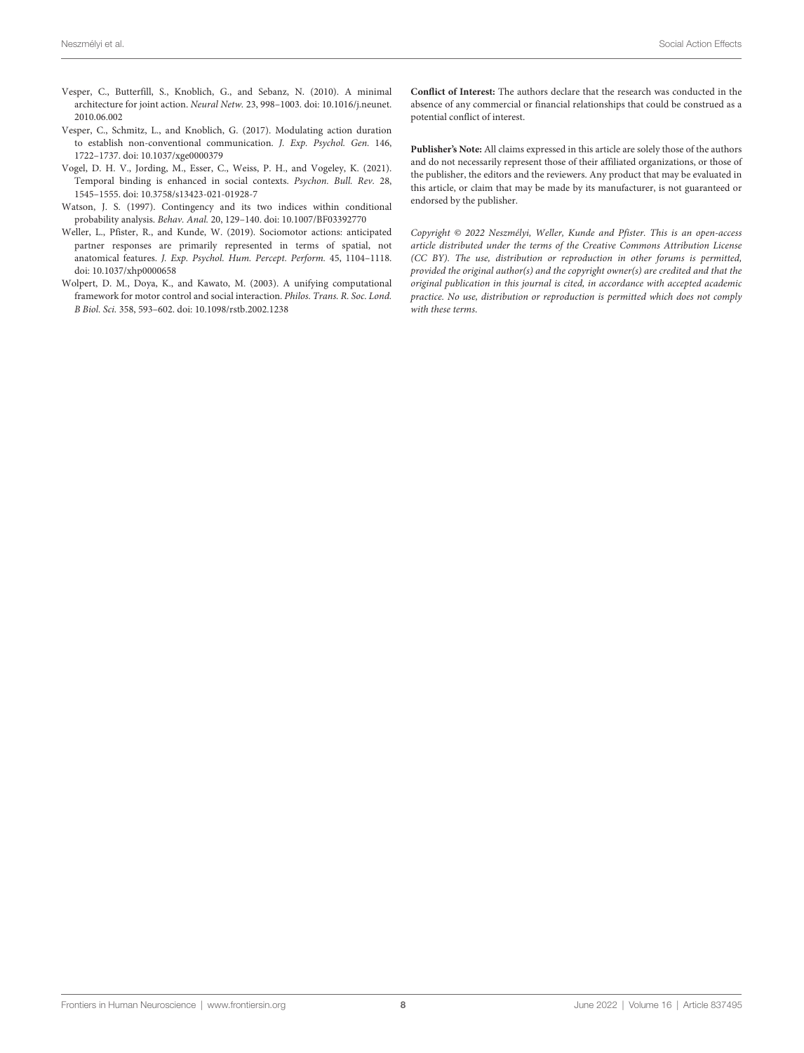Vesper, C., Butterfill, S., Knoblich, G., and Sebanz, N. (2010). A minimal architecture for joint action. *Neural Netw.* 23, 998–1003. doi: 10.1016/j.neunet.2010.06.002

Vesper, C., Schmitz, L., and Knoblich, G. (2017). Modulating action duration to establish non-conventional communication. *J. Exp. Psychol. Gen.* 146, 1722–1737. doi: 10.1037/xge0000379

Vogel, D. H. V., Jording, M., Esser, C., Weiss, P. H., and Vogeley, K. (2021). Temporal binding is enhanced in social contexts. *Psychon. Bull. Rev.* 28, 1545–1555. doi: 10.3758/s13423-021-01928-7

Watson, J. S. (1997). Contingency and its two indices within conditional probability analysis. *Behav. Anal.* 20, 129–140. doi: 10.1007/BF03392770

Weller, L., Pfister, R., and Kunde, W. (2019). Sociomotor actions: anticipated partner responses are primarily represented in terms of spatial, not anatomical features. *J. Exp. Psychol. Hum. Percept. Perform.* 45, 1104–1118. doi: 10.1037/xhp0000658

Wolpert, D. M., Doya, K., and Kawato, M. (2003). A unifying computational framework for motor control and social interaction. *Philos. Trans. R. Soc. Lond. B Biol. Sci.* 358, 593–602. doi: 10.1098/rstb.2002.1238

**Conflict of Interest:** The authors declare that the research was conducted in the absence of any commercial or financial relationships that could be construed as a potential conflict of interest.

**Publisher's Note:** All claims expressed in this article are solely those of the authors and do not necessarily represent those of their affiliated organizations, or those of the publisher, the editors and the reviewers. Any product that may be evaluated in this article, or claim that may be made by its manufacturer, is not guaranteed or endorsed by the publisher.

*Copyright © 2022 Neszmélyi, Weller, Kunde and Pfister. This is an open-access article distributed under the terms of the Creative Commons Attribution License (CC BY). The use, distribution or reproduction in other forums is permitted, provided the original author(s) and the copyright owner(s) are credited and that the original publication in this journal is cited, in accordance with accepted academic practice. No use, distribution or reproduction is permitted which does not comply with these terms.*